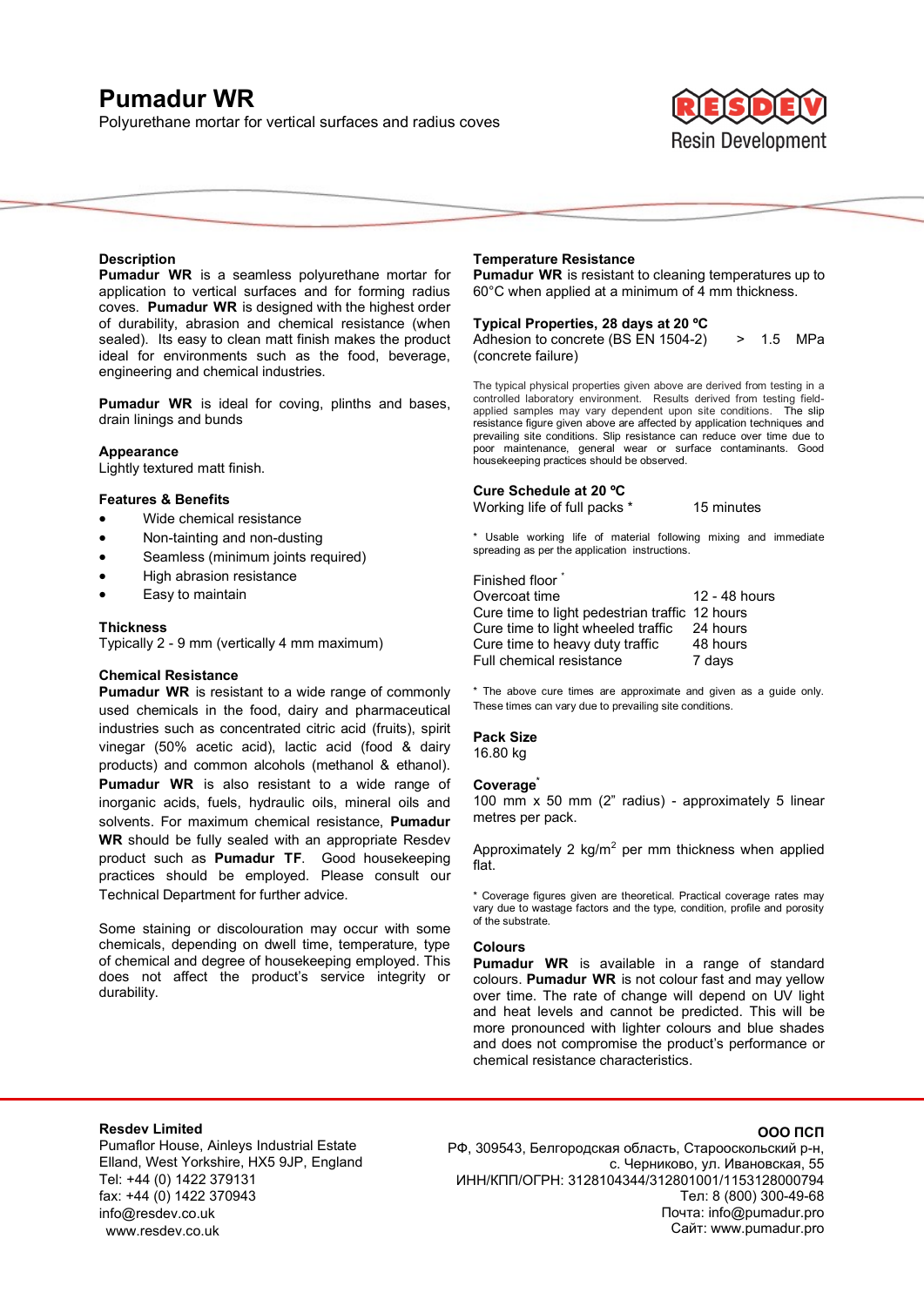# Pumadur WR

Polyurethane mortar for vertical surfaces and radius coves

Resin Development

## Description

**Pumadur WR** is a seamless polyurethane mortar for application to vertical surfaces and for forming radius coves. **Pumadur WR** is designed with the highest order of durability, abrasion and chemical resistance (when sealed). Its easy to clean matt finish makes the product ideal for environments such as the food, beverage, engineering and chemical industries.

**Pumadur WR** is ideal for coving, plinths and bases, drain linings and bunds

## Appearance

Lightly textured matt finish.

## Features & Benefits

- Wide chemical resistance
- Non-tainting and non-dusting
- Seamless (minimum joints required)
- High abrasion resistance
- Easy to maintain

## Thickness

Typically 2 - 9 mm (vertically 4 mm maximum)

## Chemical Resistance

**Pumadur WR** is resistant to a wide range of commonly used chemicals in the food, dairy and pharmaceutical industries such as concentrated citric acid (fruits), spirit vinegar (50% acetic acid), lactic acid (food & dairy products) and common alcohols (methanol & ethanol). **Pumadur WR** is also resistant to a wide range of inorganic acids, fuels, hydraulic oils, mineral oils and solvents. For maximum chemical resistance, **Pumadur WR** should be fully sealed with an appropriate Resdev product such as **Pumadur TF**. Good housekeeping practices should be employed. Please consult our Technical Department for further advice.

Some staining or discolouration may occur with some chemicals, depending on dwell time, temperature, type of chemical and degree of housekeeping employed. This does not affect the product's service integrity or durability.

## Temperature Resistance

**Pumadur WR** is resistant to cleaning temperatures up to 60°C when applied at a minimum of 4 mm thickness.

## Typical Properties, 28 days at 20 ºC

| | |
|---|---|
| Adhesion to concrete (BS EN 1504-2) (concrete failure) | > 1.5 MPa |

The typical physical properties given above are derived from testing in a controlled laboratory environment. Results derived from testing field-applied samples may vary dependent upon site conditions. The slip resistance figure given above are affected by application techniques and prevailing site conditions. Slip resistance can reduce over time due to poor maintenance, general wear or surface contaminants. Good housekeeping practices should be observed.

## Cure Schedule at 20 ºC

| | |
|---|---|
| Working life of full packs * | 15 minutes |

* Usable working life of material following mixing and immediate spreading as per the application instructions.

| Finished floor * | |
|---|---|
| Overcoat time | 12 - 48 hours |
| Cure time to light pedestrian traffic | 12 hours |
| Cure time to light wheeled traffic | 24 hours |
| Cure time to heavy duty traffic | 48 hours |
| Full chemical resistance | 7 days |

* The above cure times are approximate and given as a guide only. These times can vary due to prevailing site conditions.

## Pack Size

16.80 kg

## Coverage*

100 mm x 50 mm (2" radius) - approximately 5 linear metres per pack.

Approximately 2 kg/m$^2$ per mm thickness when applied flat.

* Coverage figures given are theoretical. Practical coverage rates may vary due to wastage factors and the type, condition, profile and porosity of the substrate.

## Colours

**Pumadur WR** is available in a range of standard colours. **Pumadur WR** is not colour fast and may yellow over time. The rate of change will depend on UV light and heat levels and cannot be predicted. This will be more pronounced with lighter colours and blue shades and does not compromise the product's performance or chemical resistance characteristics.

**Resdev Limited**
Pumaflor House, Ainleys Industrial Estate
Elland, West Yorkshire, HX5 9JP, England
Tel: +44 (0) 1422 379131
fax: +44 (0) 1422 370943
info@resdev.co.uk
www.resdev.co.uk

**ООО ПСП**
РФ, 309543, Белгородская область, Старооскольский р-н,
с. Черниково, ул. Ивановская, 55
ИНН/КПП/ОГРН: 3128104344/312801001/1153128000794
Тел: 8 (800) 300-49-68
Почта: info@pumadur.pro
Сайт: www.pumadur.pro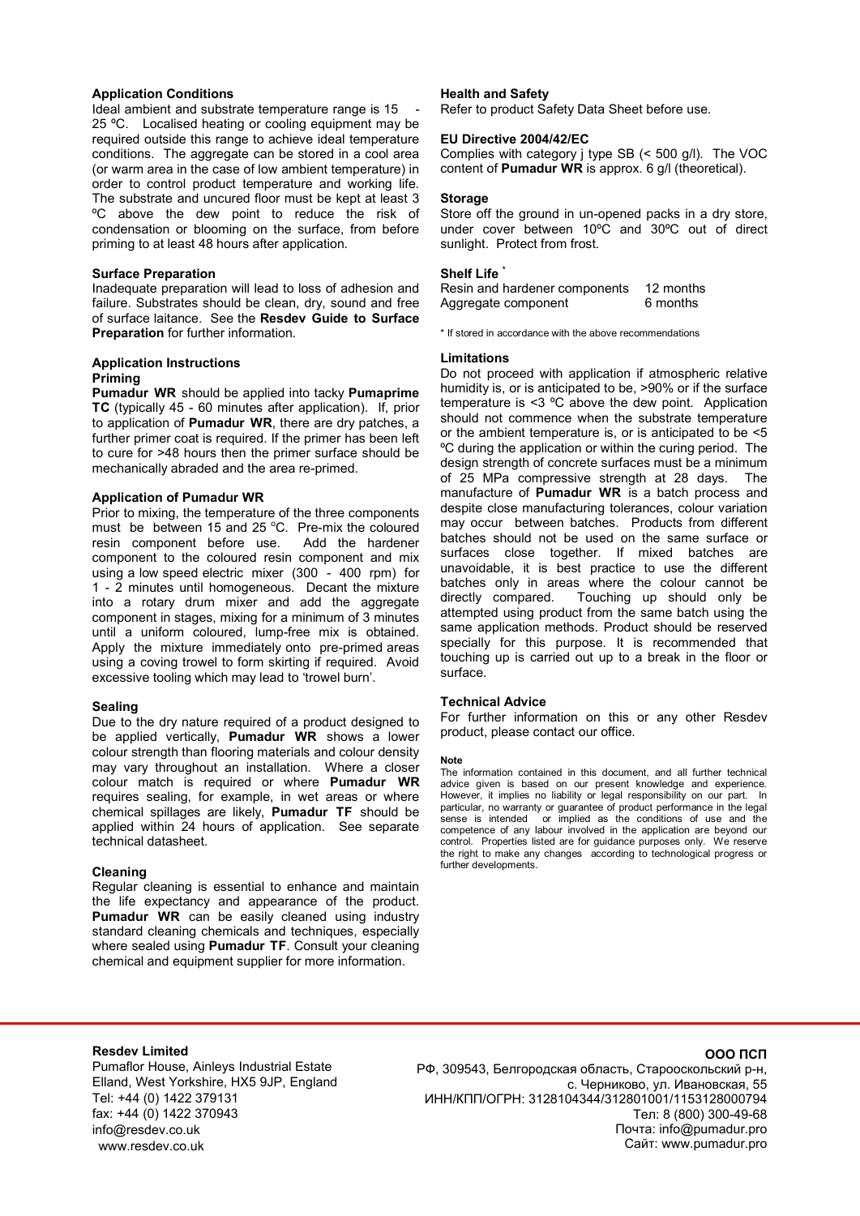## Application Conditions

Ideal ambient and substrate temperature range is 15 - 25 ºC. Localised heating or cooling equipment may be required outside this range to achieve ideal temperature conditions. The aggregate can be stored in a cool area (or warm area in the case of low ambient temperature) in order to control product temperature and working life. The substrate and uncured floor must be kept at least 3 ºC above the dew point to reduce the risk of condensation or blooming on the surface, from before priming to at least 48 hours after application.

## Surface Preparation

Inadequate preparation will lead to loss of adhesion and failure. Substrates should be clean, dry, sound and free of surface laitance. See the **Resdev Guide to Surface Preparation** for further information.

## Application Instructions

### Priming

**Pumadur WR** should be applied into tacky **Pumaprime TC** (typically 45 - 60 minutes after application). If, prior to application of **Pumadur WR**, there are dry patches, a further primer coat is required. If the primer has been left to cure for >48 hours then the primer surface should be mechanically abraded and the area re-primed.

### Application of Pumadur WR

Prior to mixing, the temperature of the three components must be between 15 and 25 ºC. Pre-mix the coloured resin component before use. Add the hardener component to the coloured resin component and mix using a low speed electric mixer (300 - 400 rpm) for 1 - 2 minutes until homogeneous. Decant the mixture into a rotary drum mixer and add the aggregate component in stages, mixing for a minimum of 3 minutes until a uniform coloured, lump-free mix is obtained. Apply the mixture immediately onto pre-primed areas using a coving trowel to form skirting if required. Avoid excessive tooling which may lead to 'trowel burn'.

### Sealing

Due to the dry nature required of a product designed to be applied vertically, **Pumadur WR** shows a lower colour strength than flooring materials and colour density may vary throughout an installation. Where a closer colour match is required or where **Pumadur WR** requires sealing, for example, in wet areas or where chemical spillages are likely, **Pumadur TF** should be applied within 24 hours of application. See separate technical datasheet.

## Cleaning

Regular cleaning is essential to enhance and maintain the life expectancy and appearance of the product. **Pumadur WR** can be easily cleaned using industry standard cleaning chemicals and techniques, especially where sealed using **Pumadur TF**. Consult your cleaning chemical and equipment supplier for more information.

## Health and Safety

Refer to product Safety Data Sheet before use.

## EU Directive 2004/42/EC

Complies with category j type SB (< 500 g/l). The VOC content of **Pumadur WR** is approx. 6 g/l (theoretical).

## Storage

Store off the ground in un-opened packs in a dry store, under cover between 10ºC and 30ºC out of direct sunlight. Protect from frost.

## Shelf Life *

| | |
|---|---|
| Resin and hardener components | 12 months |
| Aggregate component | 6 months |

\* If stored in accordance with the above recommendations

## Limitations

Do not proceed with application if atmospheric relative humidity is, or is anticipated to be, >90% or if the surface temperature is <3 ºC above the dew point. Application should not commence when the substrate temperature or the ambient temperature is, or is anticipated to be <5 ºC during the application or within the curing period. The design strength of concrete surfaces must be a minimum of 25 MPa compressive strength at 28 days. The manufacture of **Pumadur WR** is a batch process and despite close manufacturing tolerances, colour variation may occur between batches. Products from different batches should not be used on the same surface or surfaces close together. If mixed batches are unavoidable, it is best practice to use the different batches only in areas where the colour cannot be directly compared. Touching up should only be attempted using product from the same batch using the same application methods. Product should be reserved specially for this purpose. It is recommended that touching up is carried out up to a break in the floor or surface.

## Technical Advice

For further information on this or any other Resdev product, please contact our office.

**Note**

The information contained in this document, and all further technical advice given is based on our present knowledge and experience. However, it implies no liability or legal responsibility on our part. In particular, no warranty or guarantee of product performance in the legal sense is intended or implied as the conditions of use and the competence of any labour involved in the application are beyond our control. Properties listed are for guidance purposes only. We reserve the right to make any changes according to technological progress or further developments.

**Resdev Limited**
Pumaflor House, Ainleys Industrial Estate
Elland, West Yorkshire, HX5 9JP, England
Tel: +44 (0) 1422 379131
fax: +44 (0) 1422 370943
info@resdev.co.uk
www.resdev.co.uk

**ООО ПСП**
РФ, 309543, Белгородская область, Старооскольский р-н,
с. Черниково, ул. Ивановская, 55
ИНН/КПП/ОГРН: 3128104344/312801001/1153128000794
Тел: 8 (800) 300-49-68
Почта: info@pumadur.pro
Сайт: www.pumadur.pro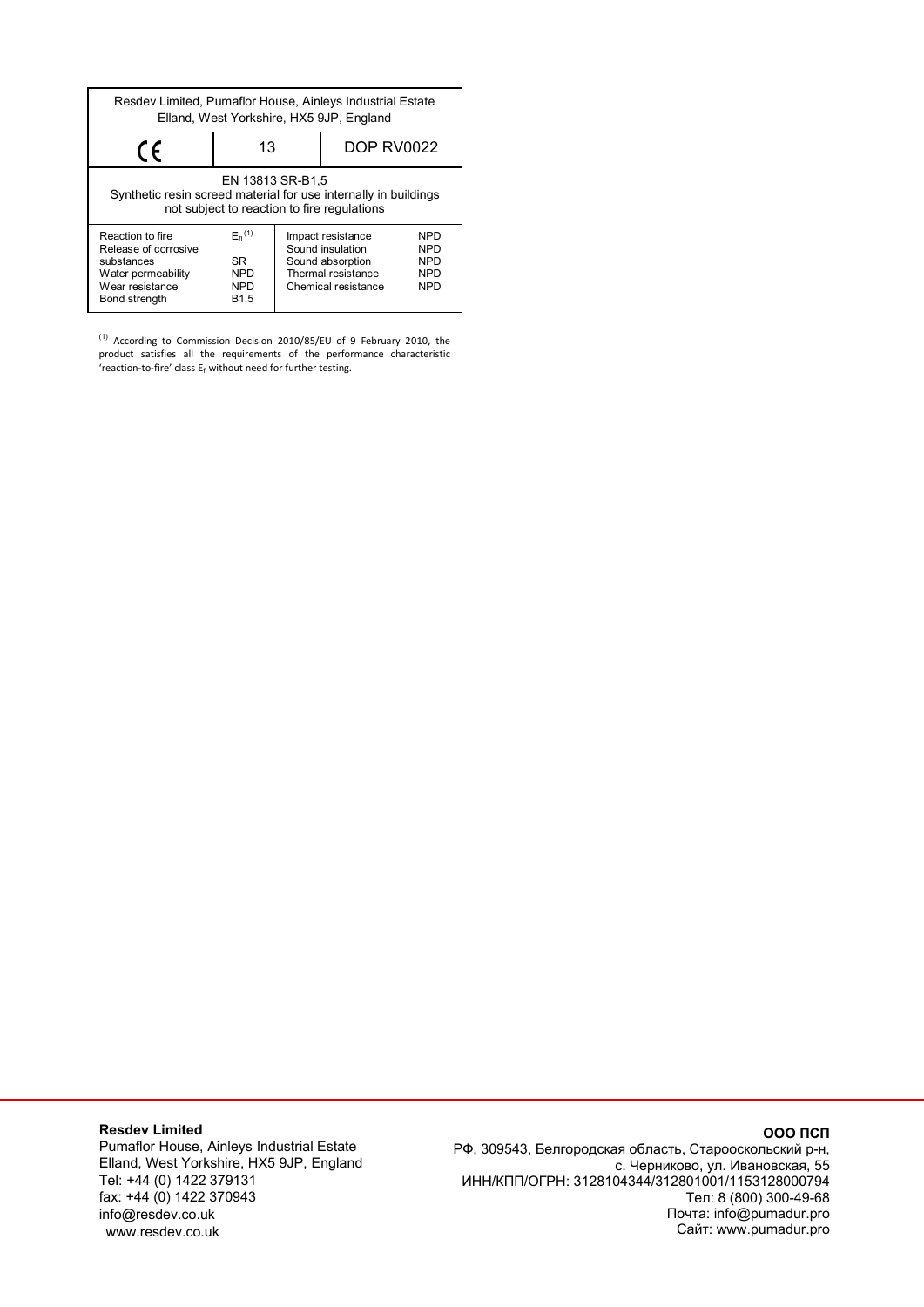| Resdev Limited, Pumaflor House, Ainleys Industrial Estate Elland, West Yorkshire, HX5 9JP, England | | | |
|---|---|---|---|
| CE | 13 | DOP RV0022 | |
| EN 13813 SR-B1,5 Synthetic resin screed material for use internally in buildings not subject to reaction to fire regulations | | | |
| Reaction to fire | $E_{fl}$ [(1)] | Impact resistance | NPD |
| Release of corrosive substances | SR | Sound insulation | NPD |
| Water permeability | NPD | Sound absorption | NPD |
| Wear resistance | NPD | Thermal resistance | NPD |
| Bond strength | B1,5 | Chemical resistance | NPD |

[(1)] According to Commission Decision 2010/85/EU of 9 February 2010, the product satisfies all the requirements of the performance characteristic 'reaction-to-fire' class $E_{fl}$ without need for further testing.

**Resdev Limited**
Pumaflor House, Ainleys Industrial Estate
Elland, West Yorkshire, HX5 9JP, England
Tel: +44 (0) 1422 379131
fax: +44 (0) 1422 370943
info@resdev.co.uk
www.resdev.co.uk

**ООО ПСП**
РФ, 309543, Белгородская область, Старооскольский р-н,
с. Черниково, ул. Ивановская, 55
ИНН/КПП/ОГРН: 3128104344/312801001/1153128000794
Тел: 8 (800) 300-49-68
Почта: info@pumadur.pro
Сайт: www.pumadur.pro